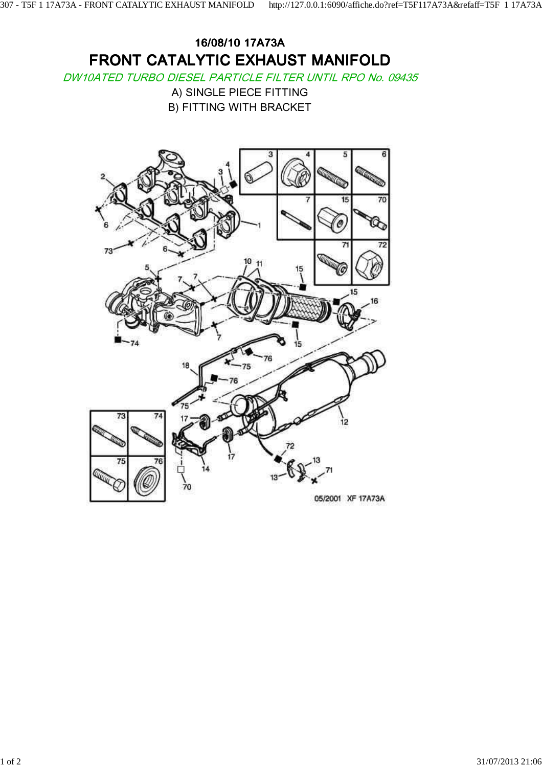# 16/08/10 17A73A

# FRONT CATALYTIC EXHAUST MANIFOLD

*DW10ATED TURBO DIESEL PARTICLE FILTER UNTIL RPO No. 09435*

A) SINGLE PIECE FITTING

B) FITTING WITH BRACKET

05/2001 XF 17A73A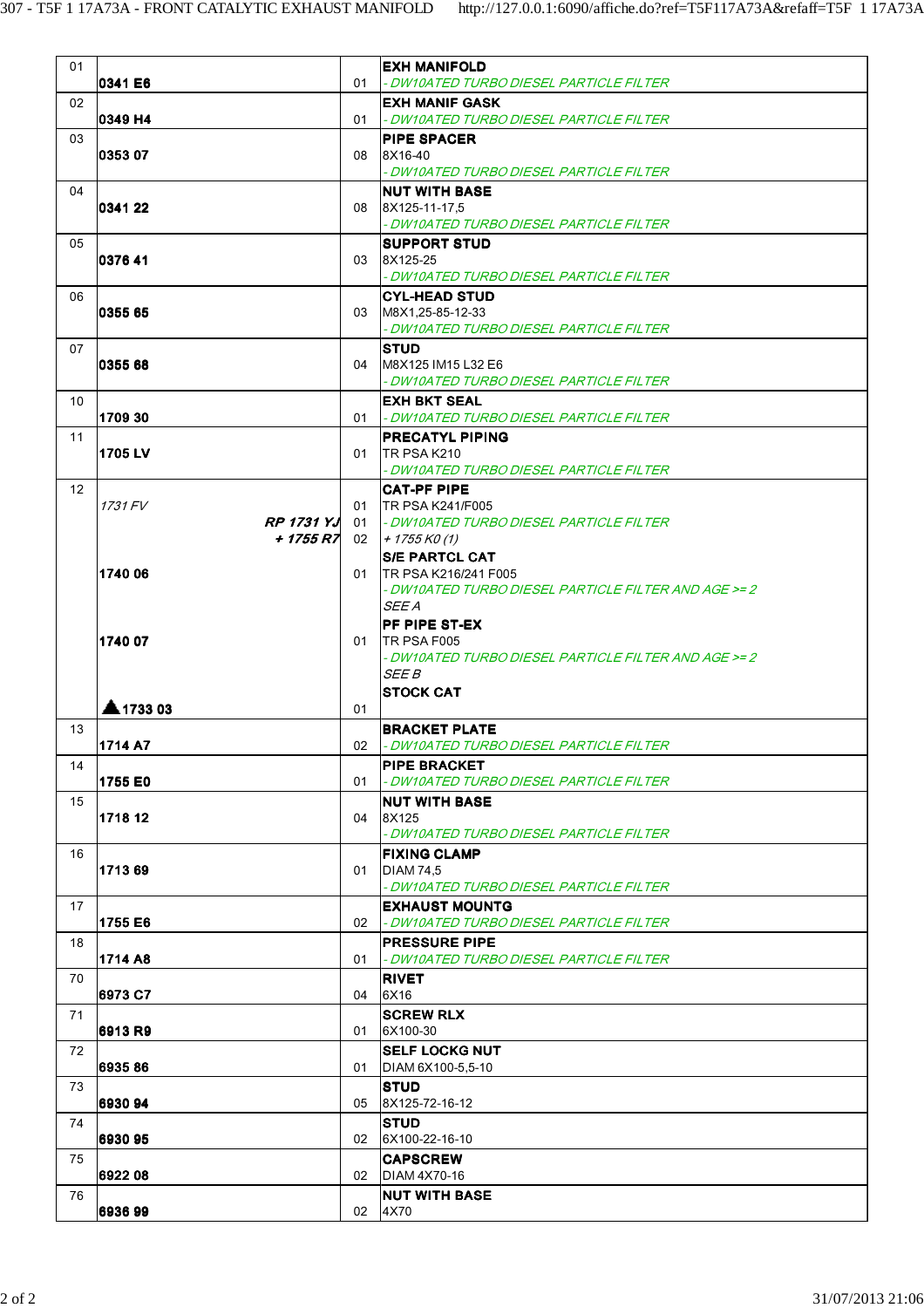| | | | |
|---|---|---|---|
| 01 | **0341 E6** | 01 | **EXH MANIFOLD**<br>*- DW10ATED TURBO DIESEL PARTICLE FILTER* |
| 02 | **0349 H4** | 01 | **EXH MANIF GASK**<br>*- DW10ATED TURBO DIESEL PARTICLE FILTER* |
| 03 | **0353 07** | 08 | **PIPE SPACER**<br>8X16-40<br>*- DW10ATED TURBO DIESEL PARTICLE FILTER* |
| 04 | **0341 22** | 08 | **NUT WITH BASE**<br>8X125-11-17,5<br>*- DW10ATED TURBO DIESEL PARTICLE FILTER* |
| 05 | **0376 41** | 03 | **SUPPORT STUD**<br>8X125-25<br>*- DW10ATED TURBO DIESEL PARTICLE FILTER* |
| 06 | **0355 65** | 03 | **CYL-HEAD STUD**<br>M8X1,25-85-12-33<br>*- DW10ATED TURBO DIESEL PARTICLE FILTER* |
| 07 | **0355 68** | 04 | **STUD**<br>M8X125 IM15 L32 E6<br>*- DW10ATED TURBO DIESEL PARTICLE FILTER* |
| 10 | **1709 30** | 01 | **EXH BKT SEAL**<br>*- DW10ATED TURBO DIESEL PARTICLE FILTER* |
| 11 | **1705 LV** | 01 | **PRECATYL PIPING**<br>TR PSA K210<br>*- DW10ATED TURBO DIESEL PARTICLE FILTER* |
| 12 | *1731 FV*<br>***RP 1731 YJ***<br>***+ 1755 R7*** | 01<br>01<br>02 | **CAT-PF PIPE**<br>TR PSA K241/F005<br>*- DW10ATED TURBO DIESEL PARTICLE FILTER*<br>*+ 1755 K0 (1)* |
| | **1740 06** | 01 | **S/E PARTCL CAT**<br>TR PSA K216/241 F005<br>*- DW10ATED TURBO DIESEL PARTICLE FILTER AND AGE >= 2*<br>*SEE A* |
| | **1740 07** | 01 | **PF PIPE ST-EX**<br>TR PSA F005<br>*- DW10ATED TURBO DIESEL PARTICLE FILTER AND AGE >= 2*<br>*SEE B* |
| | ▲**1733 03** | 01 | **STOCK CAT** |
| 13 | **1714 A7** | 02 | **BRACKET PLATE**<br>*- DW10ATED TURBO DIESEL PARTICLE FILTER* |
| 14 | **1755 E0** | 01 | **PIPE BRACKET**<br>*- DW10ATED TURBO DIESEL PARTICLE FILTER* |
| 15 | **1718 12** | 04 | **NUT WITH BASE**<br>8X125<br>*- DW10ATED TURBO DIESEL PARTICLE FILTER* |
| 16 | **1713 69** | 01 | **FIXING CLAMP**<br>DIAM 74,5<br>*- DW10ATED TURBO DIESEL PARTICLE FILTER* |
| 17 | **1755 E6** | 02 | **EXHAUST MOUNTG**<br>*- DW10ATED TURBO DIESEL PARTICLE FILTER* |
| 18 | **1714 A8** | 01 | **PRESSURE PIPE**<br>*- DW10ATED TURBO DIESEL PARTICLE FILTER* |
| 70 | **6973 C7** | 04 | **RIVET**<br>6X16 |
| 71 | **6913 R9** | 01 | **SCREW RLX**<br>6X100-30 |
| 72 | **6935 86** | 01 | **SELF LOCKG NUT**<br>DIAM 6X100-5,5-10 |
| 73 | **6930 94** | 05 | **STUD**<br>8X125-72-16-12 |
| 74 | **6930 95** | 02 | **STUD**<br>6X100-22-16-10 |
| 75 | **6922 08** | 02 | **CAPSCREW**<br>DIAM 4X70-16 |
| 76 | **6936 99** | 02 | **NUT WITH BASE**<br>4X70 |